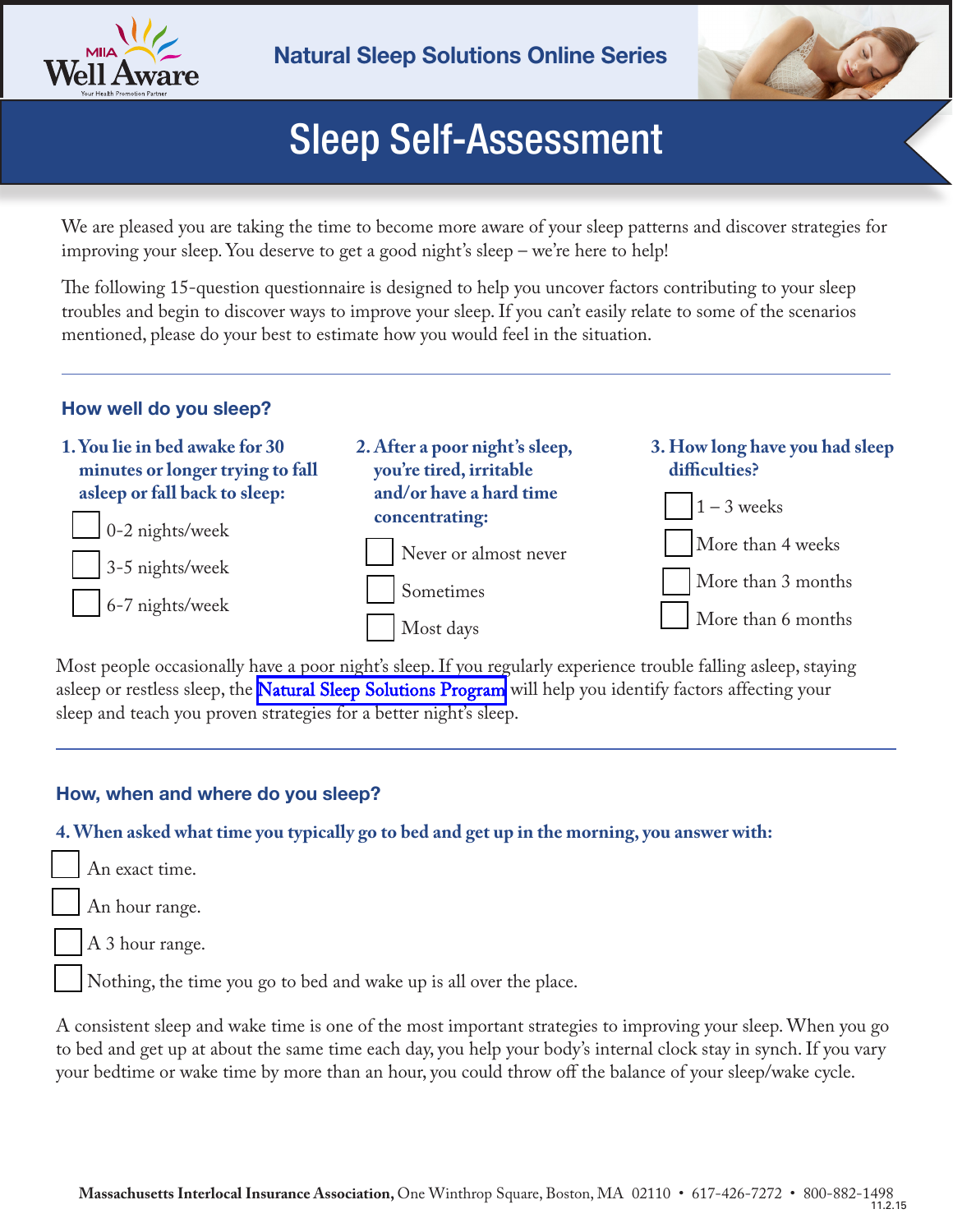MIIA Well Aware

Your Health Promotion Partner

**Natural Sleep Solutions Online Series**

# Sleep Self-Assessment

We are pleased you are taking the time to become more aware of your sleep patterns and discover strategies for improving your sleep. You deserve to get a good night's sleep – we're here to help!

The following 15-question questionnaire is designed to help you uncover factors contributing to your sleep troubles and begin to discover ways to improve your sleep. If you can't easily relate to some of the scenarios mentioned, please do your best to estimate how you would feel in the situation.

## How well do you sleep?

**1. You lie in bed awake for 30 minutes or longer trying to fall asleep or fall back to sleep:**

- ☐ 0-2 nights/week
- ☐ 3-5 nights/week
- ☐ 6-7 nights/week

**2. After a poor night's sleep, you're tired, irritable and/or have a hard time concentrating:**

- ☐ Never or almost never
- ☐ Sometimes
- ☐ Most days

**3. How long have you had sleep difficulties?**

- ☐ 1 – 3 weeks
- ☐ More than 4 weeks
- ☐ More than 3 months
- ☐ More than 6 months

Most people occasionally have a poor night's sleep. If you regularly experience trouble falling asleep, staying asleep or restless sleep, the Natural Sleep Solutions Program will help you identify factors affecting your sleep and teach you proven strategies for a better night's sleep.

## How, when and where do you sleep?

**4. When asked what time you typically go to bed and get up in the morning, you answer with:**

- ☐ An exact time.
- ☐ An hour range.
- ☐ A 3 hour range.
- ☐ Nothing, the time you go to bed and wake up is all over the place.

A consistent sleep and wake time is one of the most important strategies to improving your sleep. When you go to bed and get up at about the same time each day, you help your body's internal clock stay in synch. If you vary your bedtime or wake time by more than an hour, you could throw off the balance of your sleep/wake cycle.

**Massachusetts Interlocal Insurance Association,** One Winthrop Square, Boston, MA 02110 • 617-426-7272 • 800-882-1498

11.2.15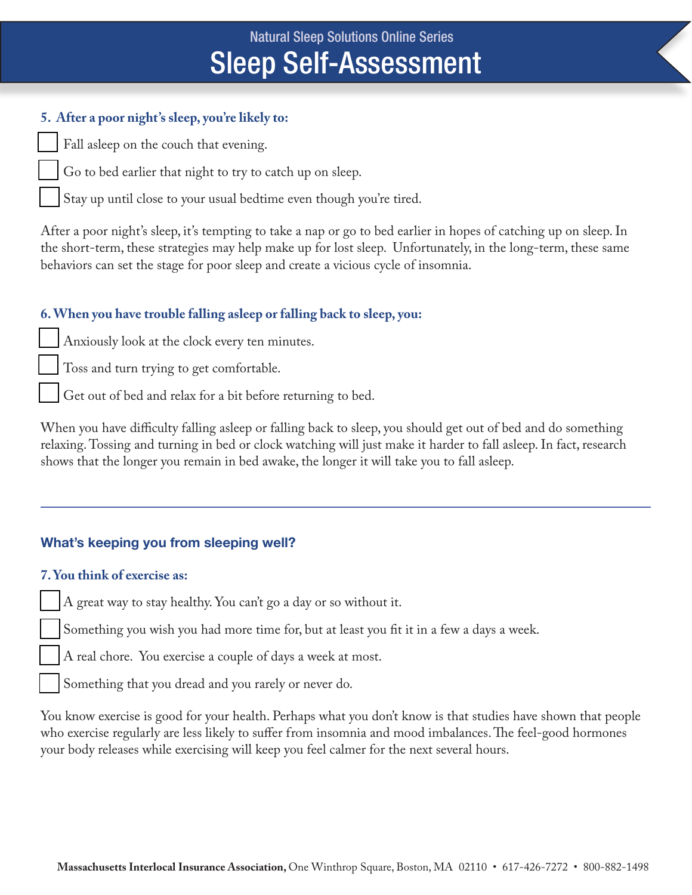Natural Sleep Solutions Online Series

# Sleep Self-Assessment

**5. After a poor night's sleep, you're likely to:**

- [ ] Fall asleep on the couch that evening.
- [ ] Go to bed earlier that night to try to catch up on sleep.
- [ ] Stay up until close to your usual bedtime even though you're tired.

After a poor night's sleep, it's tempting to take a nap or go to bed earlier in hopes of catching up on sleep. In the short-term, these strategies may help make up for lost sleep. Unfortunately, in the long-term, these same behaviors can set the stage for poor sleep and create a vicious cycle of insomnia.

**6. When you have trouble falling asleep or falling back to sleep, you:**

- [ ] Anxiously look at the clock every ten minutes.
- [ ] Toss and turn trying to get comfortable.
- [ ] Get out of bed and relax for a bit before returning to bed.

When you have difficulty falling asleep or falling back to sleep, you should get out of bed and do something relaxing. Tossing and turning in bed or clock watching will just make it harder to fall asleep. In fact, research shows that the longer you remain in bed awake, the longer it will take you to fall asleep.

---

## What's keeping you from sleeping well?

**7. You think of exercise as:**

- [ ] A great way to stay healthy. You can't go a day or so without it.
- [ ] Something you wish you had more time for, but at least you fit it in a few a days a week.
- [ ] A real chore. You exercise a couple of days a week at most.
- [ ] Something that you dread and you rarely or never do.

You know exercise is good for your health. Perhaps what you don't know is that studies have shown that people who exercise regularly are less likely to suffer from insomnia and mood imbalances. The feel-good hormones your body releases while exercising will keep you feel calmer for the next several hours.

**Massachusetts Interlocal Insurance Association,** One Winthrop Square, Boston, MA 02110 • 617-426-7272 • 800-882-1498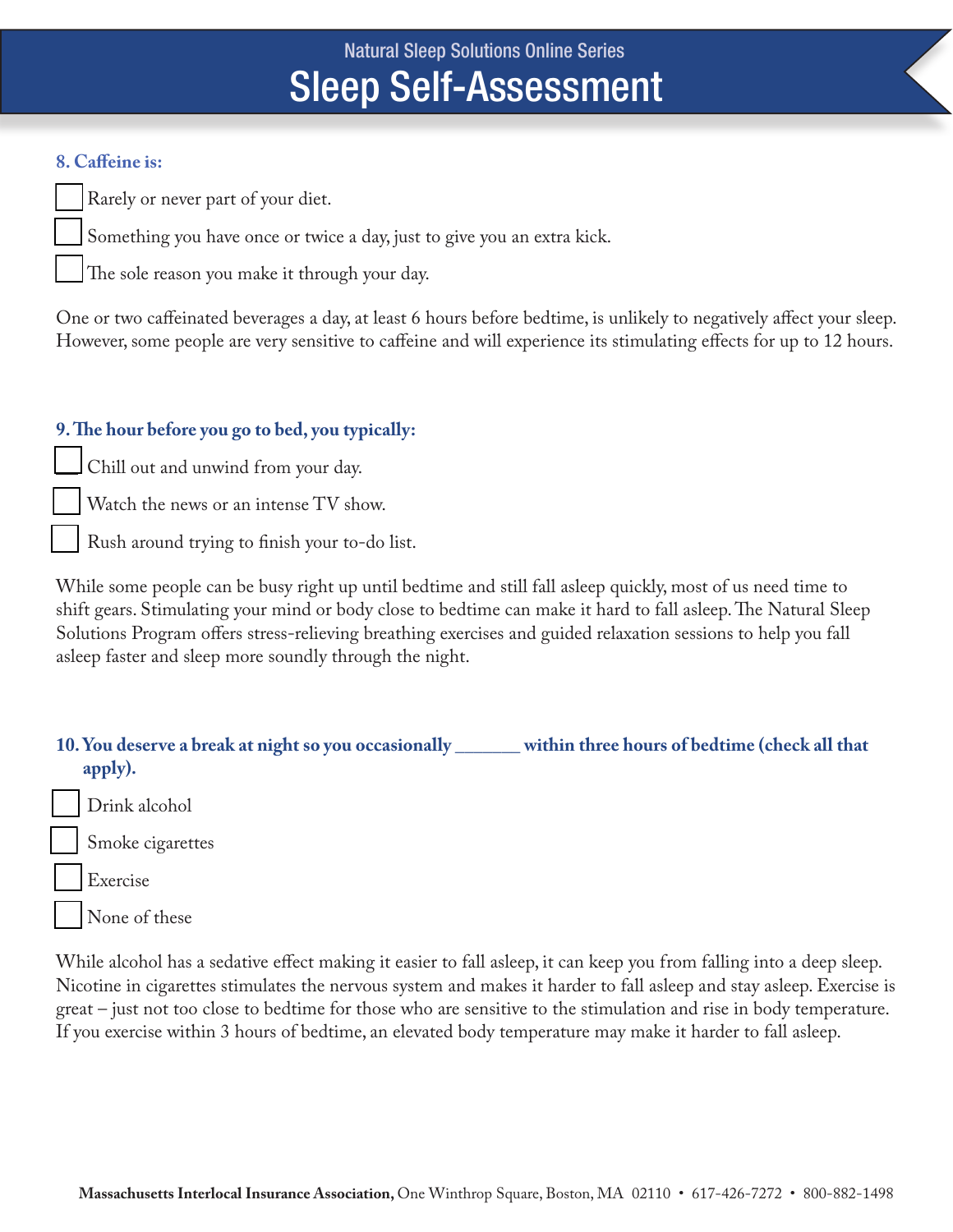# Sleep Self-Assessment

Natural Sleep Solutions Online Series

**8. Caffeine is:**

- [ ] Rarely or never part of your diet.
- [ ] Something you have once or twice a day, just to give you an extra kick.
- [ ] The sole reason you make it through your day.

One or two caffeinated beverages a day, at least 6 hours before bedtime, is unlikely to negatively affect your sleep. However, some people are very sensitive to caffeine and will experience its stimulating effects for up to 12 hours.

**9. The hour before you go to bed, you typically:**

- [ ] Chill out and unwind from your day.
- [ ] Watch the news or an intense TV show.
- [ ] Rush around trying to finish your to-do list.

While some people can be busy right up until bedtime and still fall asleep quickly, most of us need time to shift gears. Stimulating your mind or body close to bedtime can make it hard to fall asleep. The Natural Sleep Solutions Program offers stress-relieving breathing exercises and guided relaxation sessions to help you fall asleep faster and sleep more soundly through the night.

**10. You deserve a break at night so you occasionally _______ within three hours of bedtime (check all that apply).**

- [ ] Drink alcohol
- [ ] Smoke cigarettes
- [ ] Exercise
- [ ] None of these

While alcohol has a sedative effect making it easier to fall asleep, it can keep you from falling into a deep sleep. Nicotine in cigarettes stimulates the nervous system and makes it harder to fall asleep and stay asleep. Exercise is great – just not too close to bedtime for those who are sensitive to the stimulation and rise in body temperature. If you exercise within 3 hours of bedtime, an elevated body temperature may make it harder to fall asleep.

**Massachusetts Interlocal Insurance Association,** One Winthrop Square, Boston, MA 02110 • 617-426-7272 • 800-882-1498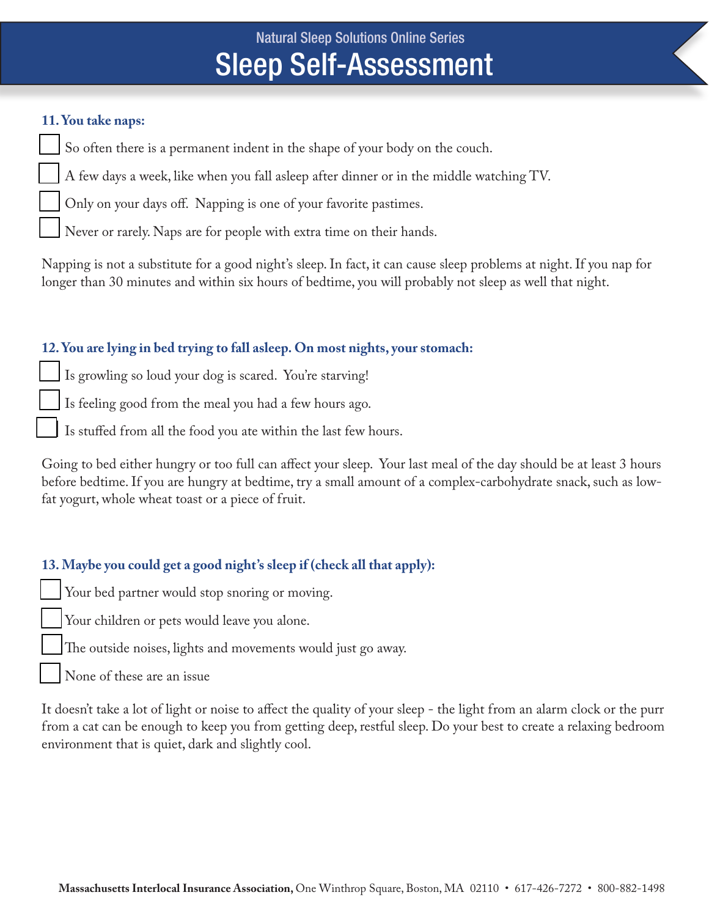### 11. You take naps:

- [ ] So often there is a permanent indent in the shape of your body on the couch.
- [ ] A few days a week, like when you fall asleep after dinner or in the middle watching TV.
- [ ] Only on your days off. Napping is one of your favorite pastimes.
- [ ] Never or rarely. Naps are for people with extra time on their hands.

Napping is not a substitute for a good night's sleep. In fact, it can cause sleep problems at night. If you nap for longer than 30 minutes and within six hours of bedtime, you will probably not sleep as well that night.

### 12. You are lying in bed trying to fall asleep. On most nights, your stomach:

- [ ] Is growling so loud your dog is scared. You're starving!
- [ ] Is feeling good from the meal you had a few hours ago.
- [ ] Is stuffed from all the food you ate within the last few hours.

Going to bed either hungry or too full can affect your sleep. Your last meal of the day should be at least 3 hours before bedtime. If you are hungry at bedtime, try a small amount of a complex-carbohydrate snack, such as low-fat yogurt, whole wheat toast or a piece of fruit.

### 13. Maybe you could get a good night's sleep if (check all that apply):

- [ ] Your bed partner would stop snoring or moving.
- [ ] Your children or pets would leave you alone.
- [ ] The outside noises, lights and movements would just go away.
- [ ] None of these are an issue

It doesn't take a lot of light or noise to affect the quality of your sleep - the light from an alarm clock or the purr from a cat can be enough to keep you from getting deep, restful sleep. Do your best to create a relaxing bedroom environment that is quiet, dark and slightly cool.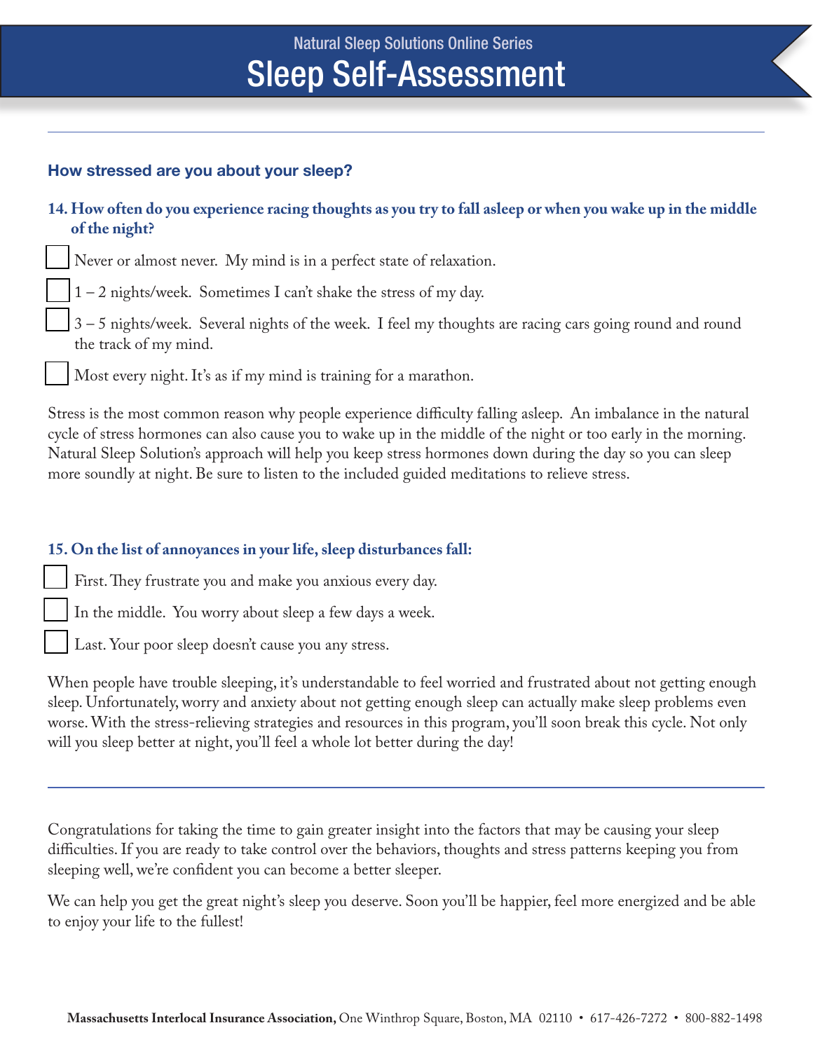Natural Sleep Solutions Online Series

# Sleep Self-Assessment

### How stressed are you about your sleep?

**14. How often do you experience racing thoughts as you try to fall asleep or when you wake up in the middle of the night?**

- ☐ Never or almost never. My mind is in a perfect state of relaxation.
- ☐ 1 – 2 nights/week. Sometimes I can't shake the stress of my day.
- ☐ 3 – 5 nights/week. Several nights of the week. I feel my thoughts are racing cars going round and round the track of my mind.
- ☐ Most every night. It's as if my mind is training for a marathon.

Stress is the most common reason why people experience difficulty falling asleep. An imbalance in the natural cycle of stress hormones can also cause you to wake up in the middle of the night or too early in the morning. Natural Sleep Solution's approach will help you keep stress hormones down during the day so you can sleep more soundly at night. Be sure to listen to the included guided meditations to relieve stress.

**15. On the list of annoyances in your life, sleep disturbances fall:**

- ☐ First. They frustrate you and make you anxious every day.
- ☐ In the middle. You worry about sleep a few days a week.
- ☐ Last. Your poor sleep doesn't cause you any stress.

When people have trouble sleeping, it's understandable to feel worried and frustrated about not getting enough sleep. Unfortunately, worry and anxiety about not getting enough sleep can actually make sleep problems even worse. With the stress-relieving strategies and resources in this program, you'll soon break this cycle. Not only will you sleep better at night, you'll feel a whole lot better during the day!

---

Congratulations for taking the time to gain greater insight into the factors that may be causing your sleep difficulties. If you are ready to take control over the behaviors, thoughts and stress patterns keeping you from sleeping well, we're confident you can become a better sleeper.

We can help you get the great night's sleep you deserve. Soon you'll be happier, feel more energized and be able to enjoy your life to the fullest!

**Massachusetts Interlocal Insurance Association,** One Winthrop Square, Boston, MA 02110 • 617-426-7272 • 800-882-1498